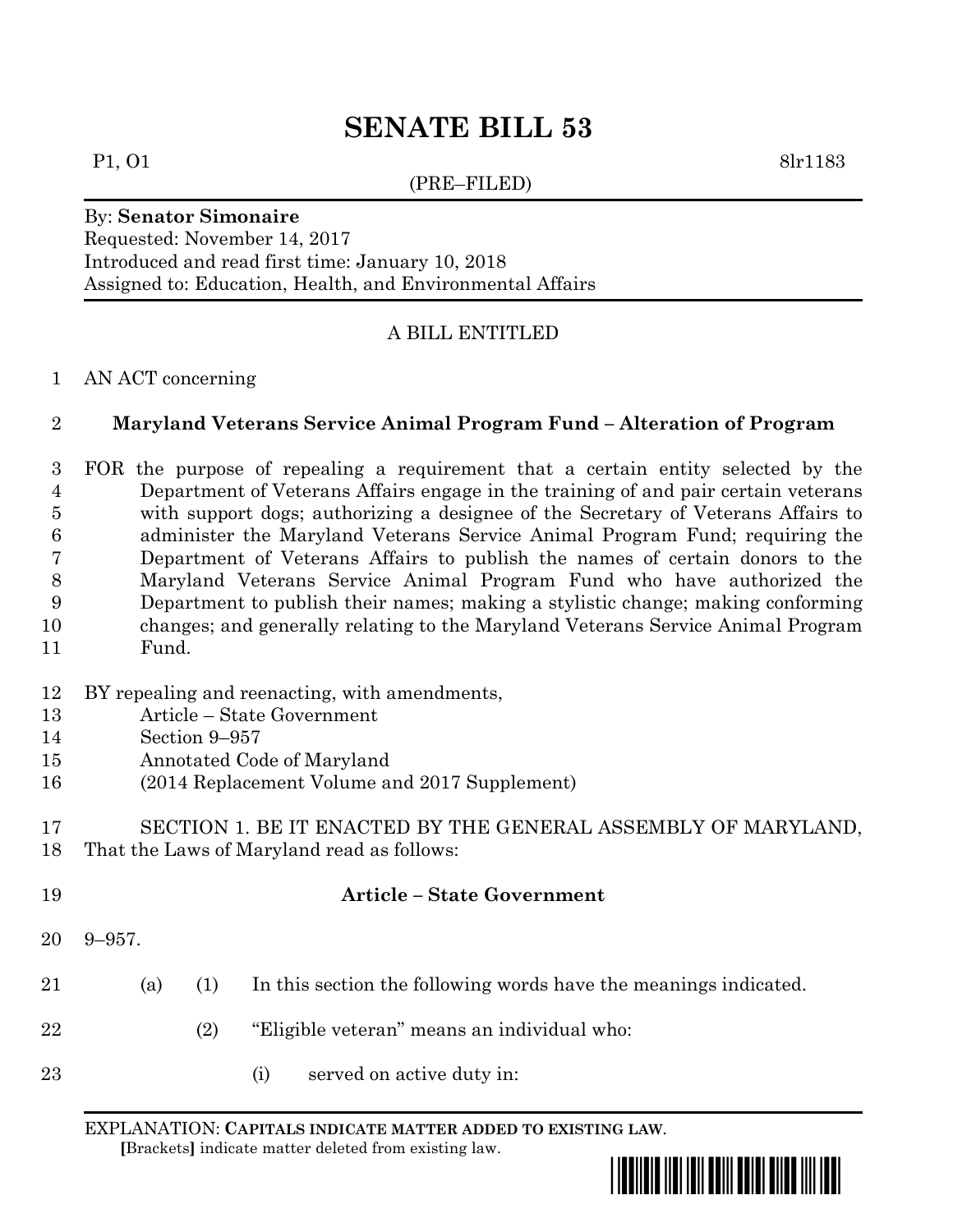# SENATE BILL 53

P1, O1 8lr1183

(PRE–FILED)

By: **Senator Simonaire**
Requested: November 14, 2017
Introduced and read first time: January 10, 2018
Assigned to: Education, Health, and Environmental Affairs

A BILL ENTITLED

1 AN ACT concerning

2 **Maryland Veterans Service Animal Program Fund – Alteration of Program**

3 FOR the purpose of repealing a requirement that a certain entity selected by the
4 Department of Veterans Affairs engage in the training of and pair certain veterans
5 with support dogs; authorizing a designee of the Secretary of Veterans Affairs to
6 administer the Maryland Veterans Service Animal Program Fund; requiring the
7 Department of Veterans Affairs to publish the names of certain donors to the
8 Maryland Veterans Service Animal Program Fund who have authorized the
9 Department to publish their names; making a stylistic change; making conforming
10 changes; and generally relating to the Maryland Veterans Service Animal Program
11 Fund.

12 BY repealing and reenacting, with amendments,
13 Article – State Government
14 Section 9–957
15 Annotated Code of Maryland
16 (2014 Replacement Volume and 2017 Supplement)

17 SECTION 1. BE IT ENACTED BY THE GENERAL ASSEMBLY OF MARYLAND,
18 That the Laws of Maryland read as follows:

19 **Article – State Government**

20 9–957.

21 (a) (1) In this section the following words have the meanings indicated.

22 (2) "Eligible veteran" means an individual who:

23 (i) served on active duty in:

EXPLANATION: **CAPITALS INDICATE MATTER ADDED TO EXISTING LAW.**
**[**Brackets**]** indicate matter deleted from existing law.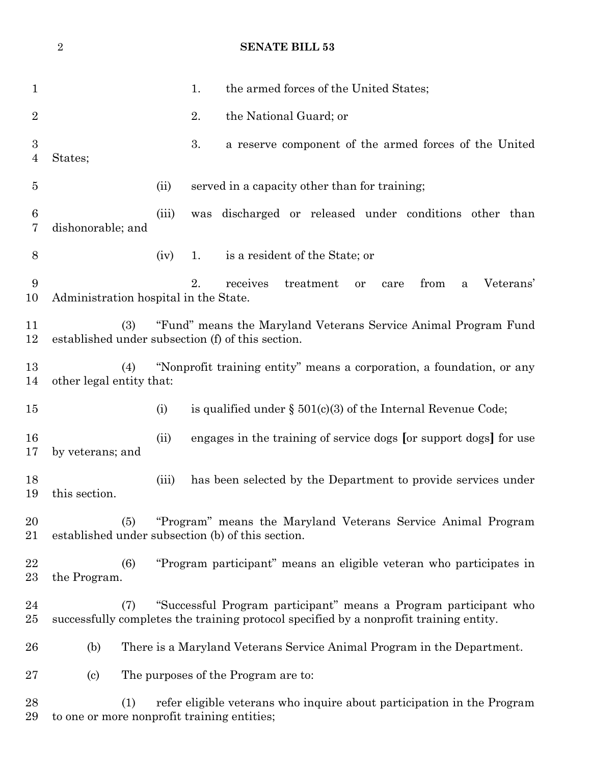1. the armed forces of the United States;

2. the National Guard; or

3. a reserve component of the armed forces of the United States;

(ii) served in a capacity other than for training;

(iii) was discharged or released under conditions other than dishonorable; and

(iv) 1. is a resident of the State; or

2. receives treatment or care from a Veterans' Administration hospital in the State.

(3) "Fund" means the Maryland Veterans Service Animal Program Fund established under subsection (f) of this section.

(4) "Nonprofit training entity" means a corporation, a foundation, or any other legal entity that:

(i) is qualified under § 501(c)(3) of the Internal Revenue Code;

(ii) engages in the training of service dogs **[**or support dogs**]** for use by veterans; and

(iii) has been selected by the Department to provide services under this section.

(5) "Program" means the Maryland Veterans Service Animal Program established under subsection (b) of this section.

(6) "Program participant" means an eligible veteran who participates in the Program.

(7) "Successful Program participant" means a Program participant who successfully completes the training protocol specified by a nonprofit training entity.

(b) There is a Maryland Veterans Service Animal Program in the Department.

(c) The purposes of the Program are to:

(1) refer eligible veterans who inquire about participation in the Program to one or more nonprofit training entities;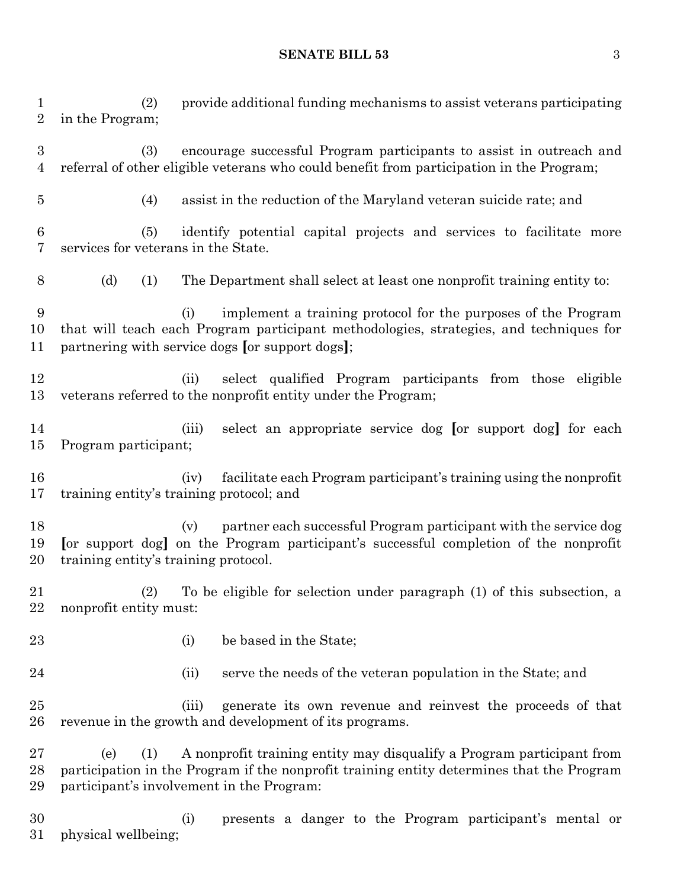(2) provide additional funding mechanisms to assist veterans participating in the Program;

(3) encourage successful Program participants to assist in outreach and referral of other eligible veterans who could benefit from participation in the Program;

(4) assist in the reduction of the Maryland veteran suicide rate; and

(5) identify potential capital projects and services to facilitate more services for veterans in the State.

(d) (1) The Department shall select at least one nonprofit training entity to:

(i) implement a training protocol for the purposes of the Program that will teach each Program participant methodologies, strategies, and techniques for partnering with service dogs **[**or support dogs**]**;

(ii) select qualified Program participants from those eligible veterans referred to the nonprofit entity under the Program;

(iii) select an appropriate service dog **[**or support dog**]** for each Program participant;

(iv) facilitate each Program participant's training using the nonprofit training entity's training protocol; and

(v) partner each successful Program participant with the service dog **[**or support dog**]** on the Program participant's successful completion of the nonprofit training entity's training protocol.

(2) To be eligible for selection under paragraph (1) of this subsection, a nonprofit entity must:

(i) be based in the State;

(ii) serve the needs of the veteran population in the State; and

(iii) generate its own revenue and reinvest the proceeds of that revenue in the growth and development of its programs.

(e) (1) A nonprofit training entity may disqualify a Program participant from participation in the Program if the nonprofit training entity determines that the Program participant's involvement in the Program:

(i) presents a danger to the Program participant's mental or physical wellbeing;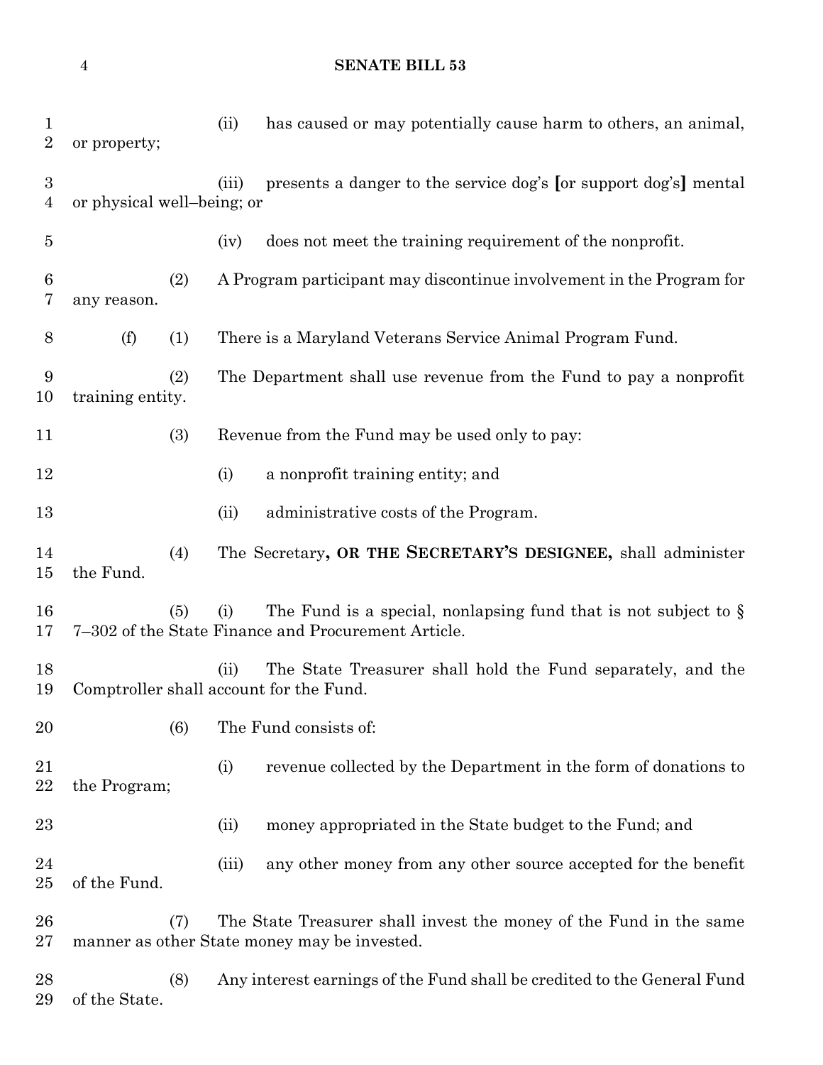(ii) has caused or may potentially cause harm to others, an animal, or property;

(iii) presents a danger to the service dog's [or support dog's] mental or physical well–being; or

(iv) does not meet the training requirement of the nonprofit.

(2) A Program participant may discontinue involvement in the Program for any reason.

(f) (1) There is a Maryland Veterans Service Animal Program Fund.

(2) The Department shall use revenue from the Fund to pay a nonprofit training entity.

(3) Revenue from the Fund may be used only to pay:

(i) a nonprofit training entity; and

(ii) administrative costs of the Program.

(4) The Secretary**, OR THE SECRETARY'S DESIGNEE,** shall administer the Fund.

(5) (i) The Fund is a special, nonlapsing fund that is not subject to § 7–302 of the State Finance and Procurement Article.

(ii) The State Treasurer shall hold the Fund separately, and the Comptroller shall account for the Fund.

(6) The Fund consists of:

(i) revenue collected by the Department in the form of donations to the Program;

(ii) money appropriated in the State budget to the Fund; and

(iii) any other money from any other source accepted for the benefit of the Fund.

(7) The State Treasurer shall invest the money of the Fund in the same manner as other State money may be invested.

(8) Any interest earnings of the Fund shall be credited to the General Fund of the State.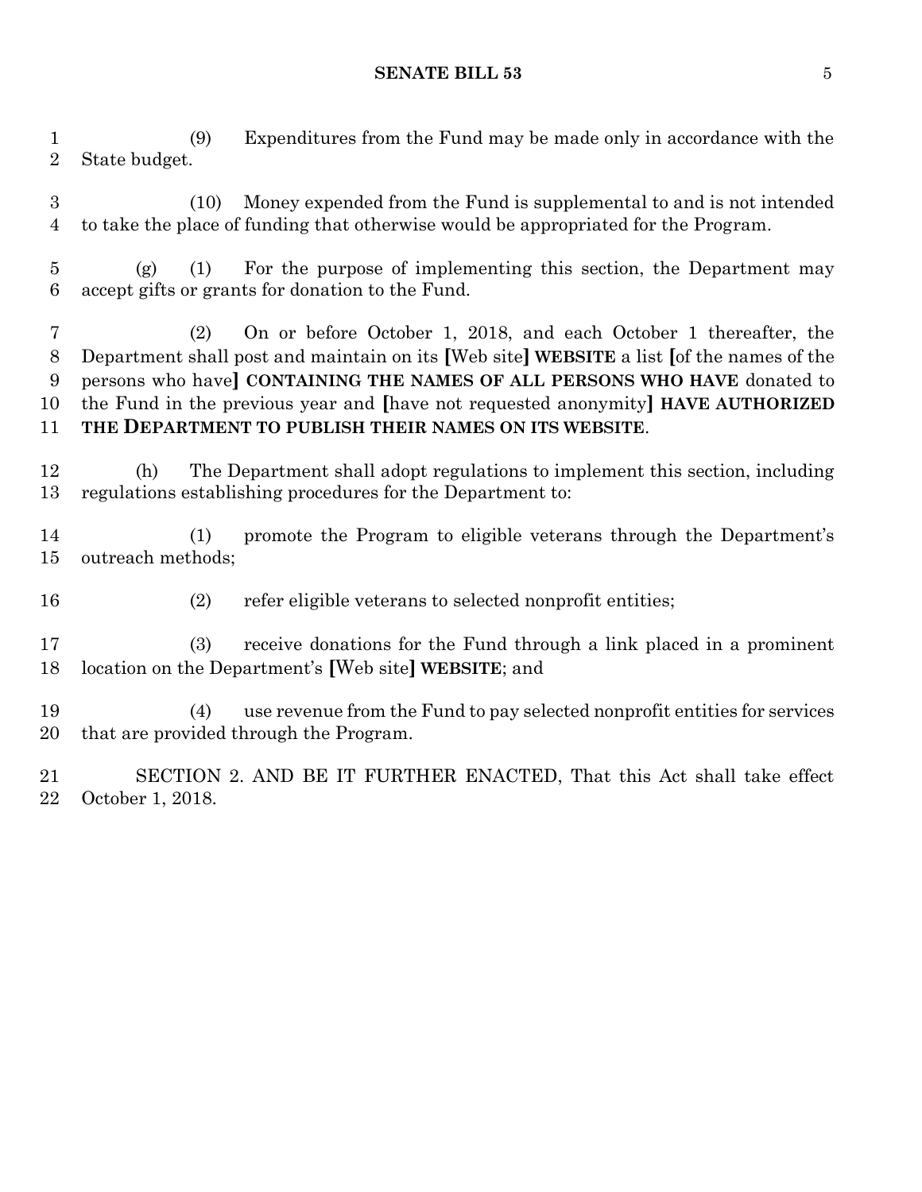(9) Expenditures from the Fund may be made only in accordance with the State budget.

(10) Money expended from the Fund is supplemental to and is not intended to take the place of funding that otherwise would be appropriated for the Program.

(g) (1) For the purpose of implementing this section, the Department may accept gifts or grants for donation to the Fund.

(2) On or before October 1, 2018, and each October 1 thereafter, the Department shall post and maintain on its [Web site] **WEBSITE** a list [of the names of the persons who have] **CONTAINING THE NAMES OF ALL PERSONS WHO HAVE** donated to the Fund in the previous year and [have not requested anonymity] **HAVE AUTHORIZED THE DEPARTMENT TO PUBLISH THEIR NAMES ON ITS WEBSITE**.

(h) The Department shall adopt regulations to implement this section, including regulations establishing procedures for the Department to:

(1) promote the Program to eligible veterans through the Department's outreach methods;

(2) refer eligible veterans to selected nonprofit entities;

(3) receive donations for the Fund through a link placed in a prominent location on the Department's [Web site] **WEBSITE**; and

(4) use revenue from the Fund to pay selected nonprofit entities for services that are provided through the Program.

SECTION 2. AND BE IT FURTHER ENACTED, That this Act shall take effect October 1, 2018.